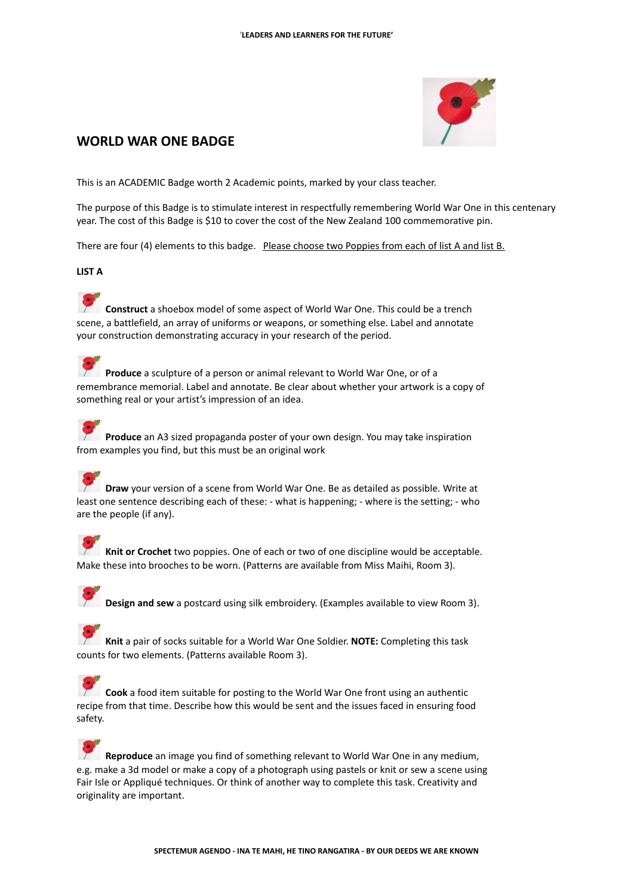## WORLD WAR ONE BADGE

This is an ACADEMIC Badge worth 2 Academic points, marked by your class teacher.

The purpose of this Badge is to stimulate interest in respectfully remembering World War One in this centenary year. The cost of this Badge is $10 to cover the cost of the New Zealand 100 commemorative pin.

There are four (4) elements to this badge. Please choose two Poppies from each of list A and list B.

**LIST A**

- **Construct** a shoebox model of some aspect of World War One. This could be a trench scene, a battlefield, an array of uniforms or weapons, or something else. Label and annotate your construction demonstrating accuracy in your research of the period.

- **Produce** a sculpture of a person or animal relevant to World War One, or of a remembrance memorial. Label and annotate. Be clear about whether your artwork is a copy of something real or your artist's impression of an idea.

- **Produce** an A3 sized propaganda poster of your own design. You may take inspiration from examples you find, but this must be an original work

- **Draw** your version of a scene from World War One. Be as detailed as possible. Write at least one sentence describing each of these: - what is happening; - where is the setting; - who are the people (if any).

- **Knit or Crochet** two poppies. One of each or two of one discipline would be acceptable. Make these into brooches to be worn. (Patterns are available from Miss Maihi, Room 3).

- **Design and sew** a postcard using silk embroidery. (Examples available to view Room 3).

- **Knit** a pair of socks suitable for a World War One Soldier. **NOTE:** Completing this task counts for two elements. (Patterns available Room 3).

- **Cook** a food item suitable for posting to the World War One front using an authentic recipe from that time. Describe how this would be sent and the issues faced in ensuring food safety.

- **Reproduce** an image you find of something relevant to World War One in any medium, e.g. make a 3d model or make a copy of a photograph using pastels or knit or sew a scene using Fair Isle or Appliqué techniques. Or think of another way to complete this task. Creativity and originality are important.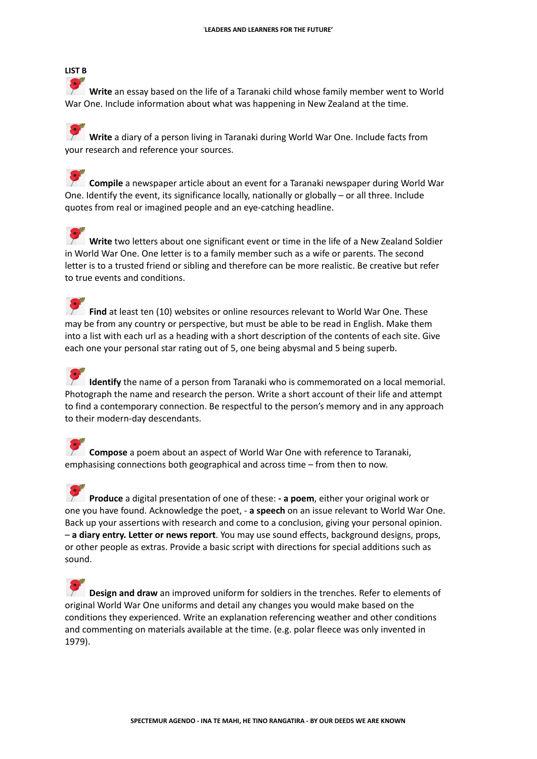**LIST B**

**Write** an essay based on the life of a Taranaki child whose family member went to World War One. Include information about what was happening in New Zealand at the time.

**Write** a diary of a person living in Taranaki during World War One. Include facts from your research and reference your sources.

**Compile** a newspaper article about an event for a Taranaki newspaper during World War One. Identify the event, its significance locally, nationally or globally – or all three. Include quotes from real or imagined people and an eye-catching headline.

**Write** two letters about one significant event or time in the life of a New Zealand Soldier in World War One. One letter is to a family member such as a wife or parents. The second letter is to a trusted friend or sibling and therefore can be more realistic. Be creative but refer to true events and conditions.

**Find** at least ten (10) websites or online resources relevant to World War One. These may be from any country or perspective, but must be able to be read in English. Make them into a list with each url as a heading with a short description of the contents of each site. Give each one your personal star rating out of 5, one being abysmal and 5 being superb.

**Identify** the name of a person from Taranaki who is commemorated on a local memorial. Photograph the name and research the person. Write a short account of their life and attempt to find a contemporary connection. Be respectful to the person's memory and in any approach to their modern-day descendants.

**Compose** a poem about an aspect of World War One with reference to Taranaki, emphasising connections both geographical and across time – from then to now.

**Produce** a digital presentation of one of these: **- a poem**, either your original work or one you have found. Acknowledge the poet, - **a speech** on an issue relevant to World War One. Back up your assertions with research and come to a conclusion, giving your personal opinion. – **a diary entry. Letter or news report**. You may use sound effects, background designs, props, or other people as extras. Provide a basic script with directions for special additions such as sound.

**Design and draw** an improved uniform for soldiers in the trenches. Refer to elements of original World War One uniforms and detail any changes you would make based on the conditions they experienced. Write an explanation referencing weather and other conditions and commenting on materials available at the time. (e.g. polar fleece was only invented in 1979).